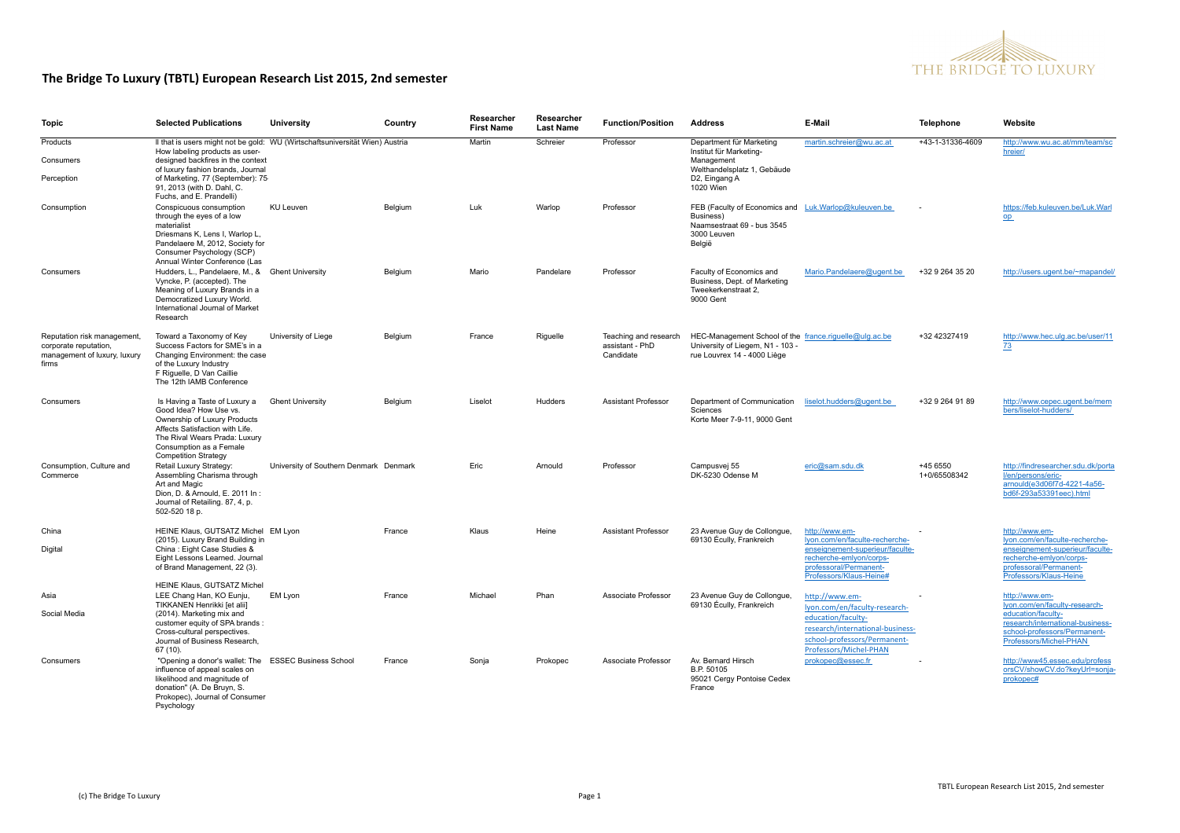# The Bridge To Luxury (TBTL) European Research List 2015, 2nd semester

| Topic | Selected Publications | University | Country | Researcher First Name | Researcher Last Name | Function/Position | Address | E-Mail | Telephone | Website |
|---|---|---|---|---|---|---|---|---|---|---|
| Products<br>Consumers<br>Perception | ll that is users might not be gold: How labeling products as user-designed backfires in the context of luxury fashion brands, Journal of Marketing, 77 (September): 75-91, 2013 (with D. Dahl, C. Fuchs, and E. Prandelli) | WU (Wirtschaftsuniversität Wien) | Austria | Martin | Schreier | Professor | Department für Marketing Institut für Marketing-Management Welthandelsplatz 1, Gebäude D2, Eingang A 1020 Wien | martin.schreier@wu.ac.at | +43-1-31336-4609 | http://www.wu.ac.at/mm/team/schreier/ |
| Consumption | Conspicuous consumption through the eyes of a low materialist Driesmans K, Lens I, Warlop L, Pandelaere M, 2012, Society for Consumer Psychology (SCP) Annual Winter Conference (Las | KU Leuven | Belgium | Luk | Warlop | Professor | FEB (Faculty of Economics and Business) Naamsestraat 69 - bus 3545 3000 Leuven België | Luk.Warlop@kuleuven.be | - | https://feb.kuleuven.be/Luk.Warlop |
| Consumers | Hudders, L., Pandelaere, M., & Vyncke, P. (accepted). The Meaning of Luxury Brands in a Democratized Luxury World. International Journal of Market Research | Ghent University | Belgium | Mario | Pandelare | Professor | Faculty of Economics and Business, Dept. of Marketing Tweekerkenstraat 2, 9000 Gent | Mario.Pandelaere@ugent.be | +32 9 264 35 20 | http://users.ugent.be/~mapandel/ |
| Reputation risk management, corporate reputation, management of luxury, luxury firms | Toward a Taxonomy of Key Success Factors for SME's in a Changing Environment: the case of the Luxury Industry F Riguelle, D Van Caillie The 12th IAMB Conference | University of Liege | Belgium | France | Riguelle | Teaching and research assistant - PhD Candidate | HEC-Management School of the University of Liegem, N1 - 103 - rue Louvrex 14 - 4000 Liège | france.riguelle@ulg.ac.be | +32 42327419 | http://www.hec.ulg.ac.be/user/1173 |
| Consumers | Is Having a Taste of Luxury a Good Idea? How Use vs. Ownership of Luxury Products Affects Satisfaction with Life. The Rival Wears Prada: Luxury Consumption as a Female Competition Strategy | Ghent University | Belgium | Liselot | Hudders | Assistant Professor | Department of Communication Sciences Korte Meer 7-9-11, 9000 Gent | liselot.hudders@ugent.be | +32 9 264 91 89 | http://www.cepec.ugent.be/members/liselot-hudders/ |
| Consumption, Culture and Commerce | Retail Luxury Strategy: Assembling Charisma through Art and Magic Dion, D. & Arnould, E. 2011 In : Journal of Retailing. 87, 4, p. 502-520 18 p. | University of Southern Denmark | Denmark | Eric | Arnould | Professor | Campusvej 55 DK-5230 Odense M | eric@sam.sdu.dk | +45 6550 1+0/65508342 | http://findresearcher.sdu.dk/portal/en/persons/eric-arnould(e3d06f7d-4221-4a56-bd6f-293a53391eec).html |
| China<br>Digital | HEINE Klaus, GUTSATZ Michel (2015). Luxury Brand Building in China : Eight Case Studies & Eight Lessons Learned. Journal of Brand Management, 22 (3). | EM Lyon | France | Klaus | Heine | Assistant Professor | 23 Avenue Guy de Collongue, 69130 Écully, Frankreich | http://www.em-lyon.com/en/faculte-recherche-enseignement-superieur/faculte-recherche-emlyon/corps-professoral/Permanent-Professors/Klaus-Heine# | - | http://www.em-lyon.com/en/faculte-recherche-enseignement-superieur/faculte-recherche-emlyon/corps-professoral/Permanent-Professors/Klaus-Heine |
| Asia<br>Social Media | HEINE Klaus, GUTSATZ Michel LEE Chang Han, KO Eunju, TIKKANEN Henrikki [et alii] (2014). Marketing mix and customer equity of SPA brands : Cross-cultural perspectives. Journal of Business Research, 67 (10). | EM Lyon | France | Michael | Phan | Associate Professor | 23 Avenue Guy de Collongue, 69130 Écully, Frankreich | http://www.em-lyon.com/en/faculty-research-education/faculty-research/international-business-school-professors/Permanent-Professors/Michel-PHAN | - | http://www.em-lyon.com/en/faculty-research-education/faculty-research/international-business-school-professors/Permanent-Professors/Michel-PHAN |
| Consumers | "Opening a donor's wallet: The influence of appeal scales on likelihood and magnitude of donation" (A. De Bruyn, S. Prokopec), Journal of Consumer Psychology | ESSEC Business School | France | Sonja | Prokopec | Associate Professor | Av. Bernard Hirsch B.P. 50105 95021 Cergy Pontoise Cedex France | prokopec@essec.fr | - | http://www4.essec.edu/professorsCV/showCV.do?keyUrl=sonja-prokopec# |

(c) The Bridge To Luxury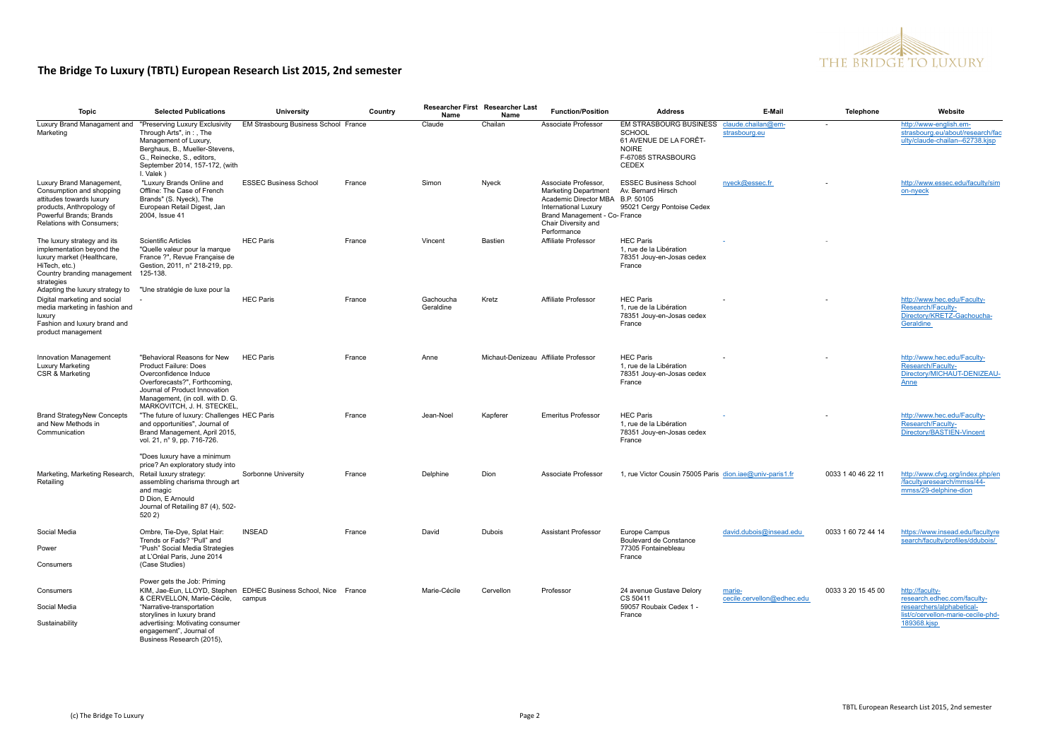## The Bridge To Luxury (TBTL) European Research List 2015, 2nd semester

| Topic | Selected Publications | University | Country | Researcher First Name | Researcher Last Name | Function/Position | Address | E-Mail | Telephone | Website |
|---|---|---|---|---|---|---|---|---|---|---|
| Luxury Brand Managament and Marketing | "Preserving Luxury Exclusivity Through Arts", in : , The Management of Luxury, Berghaus, B., Mueller-Stevens, G., Reinecke, S., editors, September 2014, 157-172, (with I. Valek ) | EM Strasbourg Business School | France | Claude | Chailan | Associate Professor | EM STRASBOURG BUSINESS SCHOOL 61 AVENUE DE LA FORÊT-NOIRE F-67085 STRASBOURG CEDEX | claude.chailan@em-strasbourg.eu | - | http://www-english.em-strasbourg.eu/about/research/faculty/claude-chailan--62738.kjsp |
| Luxury Brand Management, Consumption and shopping attitudes towards luxury products, Anthropology of Powerful Brands; Brands Relations with Consumers; | "Luxury Brands Online and Offline: The Case of French Brands" (S. Nyeck), The European Retail Digest, Jan 2004, Issue 41 | ESSEC Business School | France | Simon | Nyeck | Associate Professor, Marketing Department Academic Director MBA International Luxury Brand Management - Co-Chair Diversity and Performance | ESSEC Business School Av. Bernard Hirsch B.P. 50105 95021 Cergy Pontoise Cedex France | nyeck@essec.fr | - | http://www.essec.edu/faculty/simon-nyeck |
| The luxury strategy and its implementation beyond the luxury market (Healthcare, HiTech, etc.) Country branding management strategies Adapting the luxury strategy to | Scientific Articles "Quelle valeur pour la marque France ?", Revue Française de Gestion, 2011, n° 218-219, pp. 125-138. "Une stratégie de luxe pour la | HEC Paris | France | Vincent | Bastien | Affiliate Professor | HEC Paris 1, rue de la Libération 78351 Jouy-en-Josas cedex France | - | - | |
| Digital marketing and social media marketing in fashion and luxury Fashion and luxury brand and product management | - | HEC Paris | France | Gachoucha Geraldine | Kretz | Affiliate Professor | HEC Paris 1, rue de la Libération 78351 Jouy-en-Josas cedex France | - | - | http://www.hec.edu/Faculty-Research/Faculty-Directory/KRETZ-Gachoucha-Geraldine |
| Innovation Management Luxury Marketing CSR & Marketing | "Behavioral Reasons for New Product Failure: Does Overconfidence Induce Overforecasts?", Forthcoming, Journal of Product Innovation Management, (in coll. with D. G. MARKOVITCH, J. H. STECKEL, | HEC Paris | France | Anne | Michaut-Denizeau | Affiliate Professor | HEC Paris 1, rue de la Libération 78351 Jouy-en-Josas cedex France | - | - | http://www.hec.edu/Faculty-Research/Faculty-Directory/MICHAUT-DENIZEAU-Anne |
| Brand StrategyNew Concepts and New Methods in Communication | "The future of luxury: Challenges and opportunities", Journal of Brand Management, April 2015, vol. 21, n° 9, pp. 716-726. | HEC Paris | France | Jean-Noel | Kapferer | Emeritus Professor | HEC Paris 1, rue de la Libération 78351 Jouy-en-Josas cedex France | - | - | http://www.hec.edu/Faculty-Research/Faculty-Directory/BASTIEN-Vincent |
| Marketing, Marketing Research, Retailing | "Does luxury have a minimum price? An exploratory study into Retail luxury strategy: assembling charisma through art and magic D Dion, E Arnould Journal of Retailing 87 (4), 502-520 2) | Sorbonne University | France | Delphine | Dion | Associate Professor | 1, rue Victor Cousin 75005 Paris | dion.iae@univ-paris1.fr | 0033 1 40 46 22 11 | http://www.cfvg.org/index.php/en/facultyaresearch/mmss/44-mmss/29-delphine-dion |
| Social Media Power Consumers | Ombre, Tie-Dye, Splat Hair: Trends or Fads? "Pull" and "Push" Social Media Strategies at L'Oréal Paris, June 2014 (Case Studies) Power gets the Job: Priming | INSEAD | France | David | Dubois | Assistant Professor | Europe Campus Boulevard de Constance 77305 Fontainebleau France | david.dubois@insead.edu | 0033 1 60 72 44 14 | https://www.insead.edu/facultyresearch/faculty/profiles/ddubois/ |
| Consumers Social Media Sustainability | KIM, Jae-Eun, LLOYD, Stephen & CERVELLON, Marie-Cécile, "Narrative-transportation storylines in luxury brand advertising: Motivating consumer engagement", Journal of Business Research (2015), | EDHEC Business School, Nice campus | France | Marie-Cécile | Cervellon | Professor | 24 avenue Gustave Delory CS 50411 59057 Roubaix Cedex 1 - France | marie-cecile.cervellon@edhec.edu | 0033 3 20 15 45 00 | http://faculty-research.edhec.com/faculty-researchers/alphabetical-list/c/cervellon-marie-cecile-phd-189368.kjsp |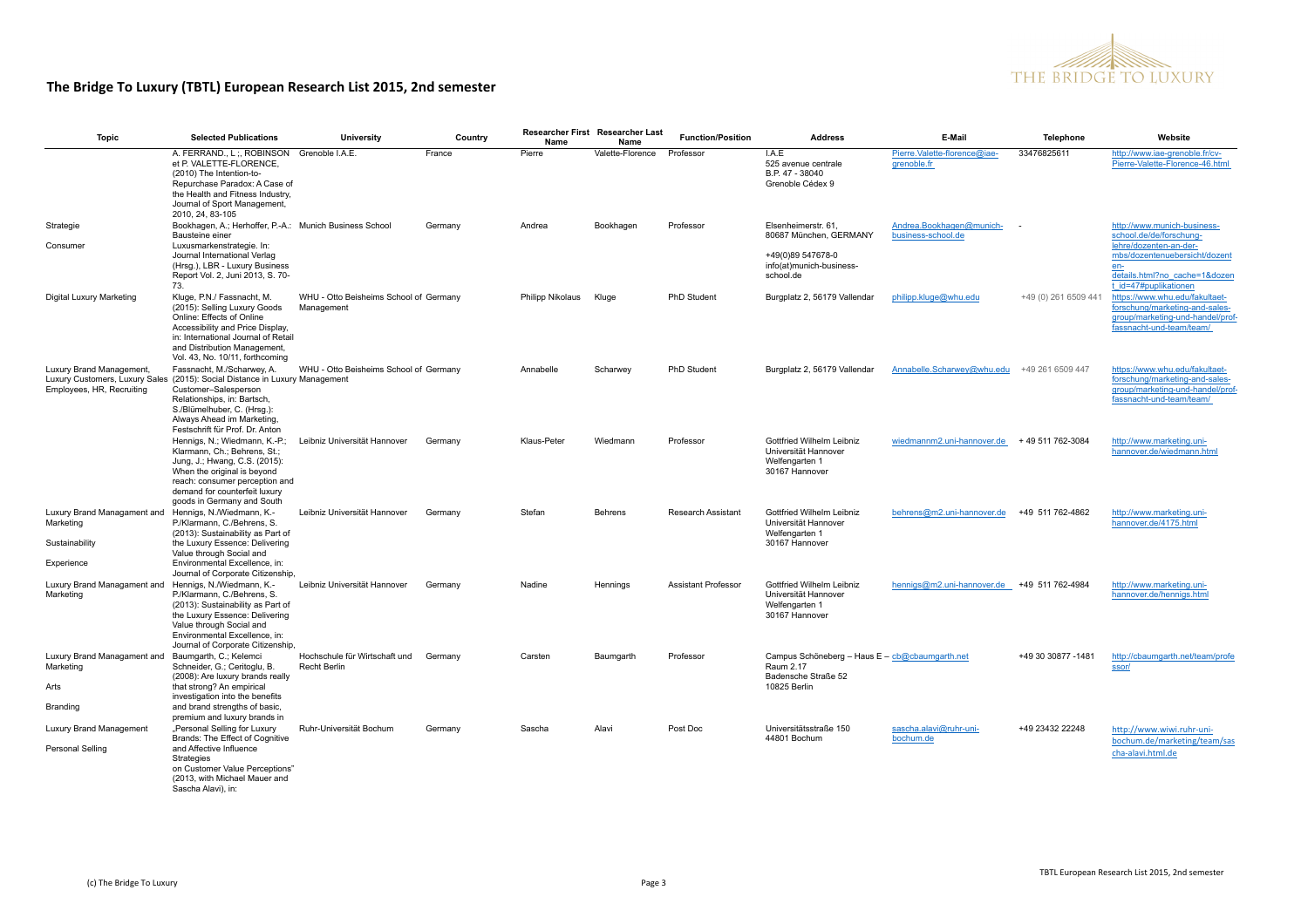# The Bridge To Luxury (TBTL) European Research List 2015, 2nd semester

| Topic | Selected Publications | University | Country | Researcher First Name | Researcher Last Name | Function/Position | Address | E-Mail | Telephone | Website |
|---|---|---|---|---|---|---|---|---|---|---|
| | A. FERRAND., L ;, ROBINSON et P. VALETTE-FLORENCE, (2010) The Intention-to-Repurchase Paradox: A Case of the Health and Fitness Industry, Journal of Sport Management, 2010, 24, 83-105 | Grenoble I.A.E. | France | Pierre | Valette-Florence | Professor | I.A.E 525 avenue centrale B.P. 47 - 38040 Grenoble Cédex 9 | Pierre.Valette-florence@iae-grenoble.fr | 33476825611 | http://www.iae-grenoble.fr/cv-Pierre-Valette-Florence-46.html |
| Strategie<br>Consumer | Bookhagen, A.; Herhoffer, P.-A.: Bausteine einer Luxusmarkenstrategie. In: Journal International Verlag (Hrsg.), LBR - Luxury Business Report Vol. 2, Juni 2013, S. 70-73. | Munich Business School | Germany | Andrea | Bookhagen | Professor | Elsenheimerstr. 61, 80687 München, GERMANY<br>+49(0)89 547678-0<br>info(at)munich-business-school.de | Andrea.Bookhagen@munich-business-school.de | - | http://www.munich-business-school.de/de/forschung-lehre/dozenten-an-der-mbs/dozentenuebersicht/dozenten-details.html?no_cache=1&dozent_id=47#puplikationen |
| Digital Luxury Marketing | Kluge, P.N./ Fassnacht, M. (2015): Selling Luxury Goods Online: Effects of Online Accessibility and Price Display, in: International Journal of Retail and Distribution Management, Vol. 43, No. 10/11, forthcoming | WHU - Otto Beisheims School of Management | Germany | Philipp Nikolaus | Kluge | PhD Student | Burgplatz 2, 56179 Vallendar | philipp.kluge@whu.edu | +49 (0) 261 6509 441 | https://www.whu.edu/fakultaet-forschung/marketing-and-sales-group/marketing-und-handel/prof-fassnacht-und-team/team/ |
| Luxury Brand Management, Luxury Customers, Luxury Sales Employees, HR, Recruiting | Fassnacht, M./Scharwey, A. (2015): Social Distance in Luxury Customer–Salesperson Relationships, in: Bartsch, S./Blümelhuber, C. (Hrsg.): Always Ahead im Marketing, Festschrift für Prof. Dr. Anton | WHU - Otto Beisheims School of Management | Germany | Annabelle | Scharwey | PhD Student | Burgplatz 2, 56179 Vallendar | Annabelle.Scharwey@whu.edu | +49 261 6509 447 | https://www.whu.edu/fakultaet-forschung/marketing-and-sales-group/marketing-und-handel/prof-fassnacht-und-team/team/ |
| | Hennigs, N.; Wiedmann, K.-P.; Klarmann, Ch.; Behrens, St.; Jung, J.; Hwang, C.S. (2015): When the original is beyond reach: consumer perception and demand for counterfeit luxury goods in Germany and South | Leibniz Universität Hannover | Germany | Klaus-Peter | Wiedmann | Professor | Gottfried Wilhelm Leibniz Universität Hannover Welfengarten 1 30167 Hannover | wiedmannm2.uni-hannover.de | + 49 511 762-3084 | http://www.marketing.uni-hannover.de/wiedmann.html |
| Luxury Brand Managament and Marketing<br>Sustainability<br>Experience | Hennigs, N./Wiedmann, K.-P./Klarmann, C./Behrens, S. (2013): Sustainability as Part of the Luxury Essence: Delivering Value through Social and Environmental Excellence, in: Journal of Corporate Citizenship, | Leibniz Universität Hannover | Germany | Stefan | Behrens | Research Assistant | Gottfried Wilhelm Leibniz Universität Hannover Welfengarten 1 30167 Hannover | behrens@m2.uni-hannover.de | +49 511 762-4862 | http://www.marketing.uni-hannover.de/4175.html |
| Luxury Brand Managament and Marketing | Hennigs, N./Wiedmann, K.-P./Klarmann, C./Behrens, S. (2013): Sustainability as Part of the Luxury Essence: Delivering Value through Social and Environmental Excellence, in: Journal of Corporate Citizenship, | Leibniz Universität Hannover | Germany | Nadine | Hennings | Assistant Professor | Gottfried Wilhelm Leibniz Universität Hannover Welfengarten 1 30167 Hannover | hennigs@m2.uni-hannover.de | +49 511 762-4984 | http://www.marketing.uni-hannover.de/hennigs.html |
| Luxury Brand Managament and Marketing<br>Arts<br>Branding | Baumgarth, C.; Kelemci Schneider, G.; Ceritoglu, B. (2008): Are luxury brands really that strong? An empirical investigation into the benefits and brand strengths of basic, premium and luxury brands in | Hochschule für Wirtschaft und Recht Berlin | Germany | Carsten | Baumgarth | Professor | Campus Schöneberg – Haus E – Raum 2.17 Badensche Straße 52 10825 Berlin | cb@cbaumgarth.net | +49 30 30877 -1481 | http://cbaumgarth.net/team/professor/ |
| Luxury Brand Management<br>Personal Selling | „Personal Selling for Luxury Brands: The Effect of Cognitive and Affective Influence Strategies on Customer Value Perceptions" (2013, with Michael Mauer and Sascha Alavi), in: | Ruhr-Universität Bochum | Germany | Sascha | Alavi | Post Doc | Universitätsstraße 150 44801 Bochum | sascha.alavi@ruhr-uni-bochum.de | +49 23432 22248 | http://www.wiwi.ruhr-uni-bochum.de/marketing/team/sascha-alavi.html.de |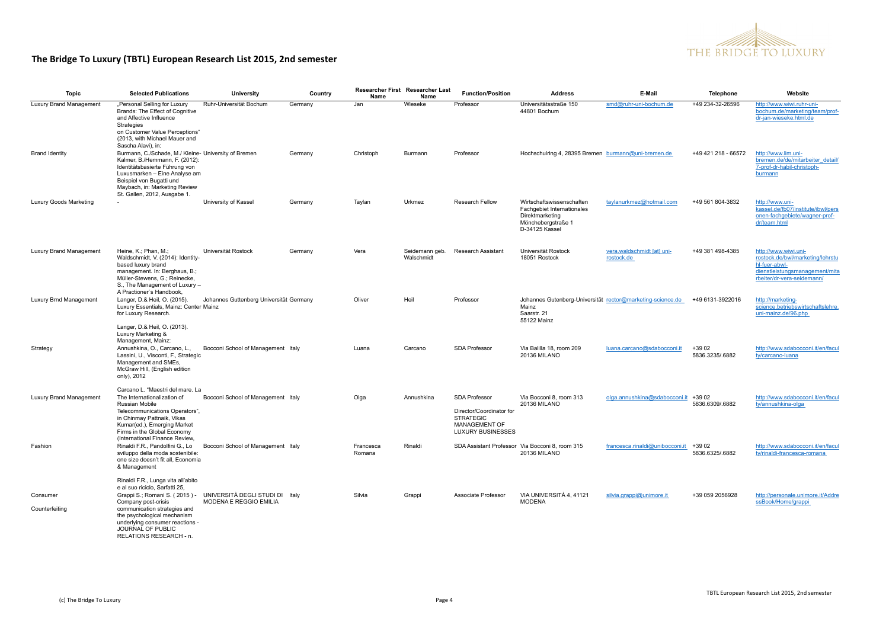# The Bridge To Luxury (TBTL) European Research List 2015, 2nd semester

| Topic | Selected Publications | University | Country | Researcher First Name | Researcher Last Name | Function/Position | Address | E-Mail | Telephone | Website |
|---|---|---|---|---|---|---|---|---|---|---|
| Luxury Brand Management | „Personal Selling for Luxury Brands: The Effect of Cognitive and Affective Influence Strategies on Customer Value Perceptions" (2013, with Michael Mauer and Sascha Alavi), in: | Ruhr-Universität Bochum | Germany | Jan | Wieseke | Professor | Universitätsstraße 150 44801 Bochum | smd@ruhr-uni-bochum.de | +49 234-32-26596 | http://www.wiwi.ruhr-uni-bochum.de/marketing/team/prof-dr-jan-wieseke.html.de |
| Brand Identity | Burmann, C./Schade, M./ Kleine-Kalmer, B./Hemmann, F. (2012): Identitätsbasierte Führung von Luxusmarken – Eine Analyse am Beispiel von Bugatti und Maybach, in: Marketing Review St. Gallen, 2012, Ausgabe 1. | University of Bremen | Germany | Christoph | Burmann | Professor | Hochschulring 4, 28395 Bremen | burmann@uni-bremen.de | +49 421 218 - 66572 | http://www.lim.uni-bremen.de/de/mitarbeiter_detail/7-prof-dr-habil-christoph-burmann |
| Luxury Goods Marketing | - | University of Kassel | Germany | Taylan | Urkmez | Research Fellow | Wirtschaftswissenschaften Fachgebiet Internationales Direktmarketing Mönchebergstraße 1 D-34125 Kassel | taylanurkmez@hotmail.com | +49 561 804-3832 | http://www.uni-kassel.de/fb07/institute/ibwl/personen-fachgebiete/wagner-prof-dr/team.html |
| Luxury Brand Management | Heine, K.; Phan, M.; Waldschmidt, V. (2014): Identity-based luxury brand management. In: Berghaus, B.; Müller-Stewens, G.; Reinecke, S., The Management of Luxury – A Practioner´s Handbook, | Universität Rostock | Germany | Vera | Seidemann geb. Walschmidt | Research Assistant | Universität Rostock 18051 Rostock | vera.waldschmidt [at] uni-rostock.de | +49 381 498-4385 | http://www.wiwi.uni-rostock.de/bwl/marketing/lehrstuhl-fuer-abwl-dienstleistungsmanagement/mitarbeiter/dr-vera-seidemann/ |
| Luxury Brnd Management | Langer, D.& Heil, O. (2015). Luxury Essentials, Mainz: Center for Luxury Research.<br><br>Langer, D.& Heil, O. (2013). Luxury Marketing & Management, Mainz: | Johannes Guttenberg Universität Mainz | Germany | Oliver | Heil | Professor | Johannes Gutenberg-Universität Mainz Saarstr. 21 55122 Mainz | rector@marketing-science.de | +49 6131-3922016 | http://marketing-science.betriebswirtschaftslehre.uni-mainz.de/96.php |
| Strategy | Annushkina, O., Carcano, L., Lassini, U., Visconti, F., Strategic Management and SMEs, McGraw Hill, (English edition only), 2012<br><br>Carcano L. "Maestri del mare. La | Bocconi School of Management | Italy | Luana | Carcano | SDA Professor | Via Balilla 18, room 209 20136 MILANO | luana.carcano@sdabocconi.it | +39 02 5836.3235/.6882 | http://www.sdabocconi.it/en/faculty/carcano-luana |
| Luxury Brand Management | The Internationalization of Russian Mobile Telecommunications Operators", in Chinmay Pattnaik, Vikas Kumar(ed.), Emerging Market Firms in the Global Economy (International Finance Review, | Bocconi School of Management | Italy | Olga | Annushkina | SDA Professor<br><br>Director/Coordinator for STRATEGIC MANAGEMENT OF LUXURY BUSINESSES | Via Bocconi 8, room 313 20136 MILANO | olga.annushkina@sdabocconi.it | +39 02 5836.6309/.6882 | http://www.sdabocconi.it/en/faculty/annushkina-olga |
| Fashion | Rinaldi F.R., Pandolfini G., Lo sviluppo della moda sostenibile: one size doesn't fit all, Economia & Management<br><br>Rinaldi F.R., Lunga vita all'abito e al suo riciclo, Sarfatti 25, | Bocconi School of Management | Italy | Francesca Romana | Rinaldi | SDA Assistant Professor | Via Bocconi 8, room 315 20136 MILANO | francesca.rinaldi@unibocconi.it | +39 02 5836.6325/.6882 | http://www.sdabocconi.it/en/faculty/rinaldi-francesca-romana |
| Consumer<br><br>Counterfeiting | Grappi S.; Romani S. ( 2015 ) - Company post-crisis communication strategies and the psychological mechanism underlying consumer reactions - JOURNAL OF PUBLIC RELATIONS RESEARCH - n. | UNIVERSITÀ DEGLI STUDI DI MODENA E REGGIO EMILIA | Italy | Silvia | Grappi | Associate Professor | VIA UNIVERSITÀ 4, 41121 MODENA | silvia.grappi@unimore.it | +39 059 2056928 | http://personale.unimore.it/AddressBook/Home/grappi |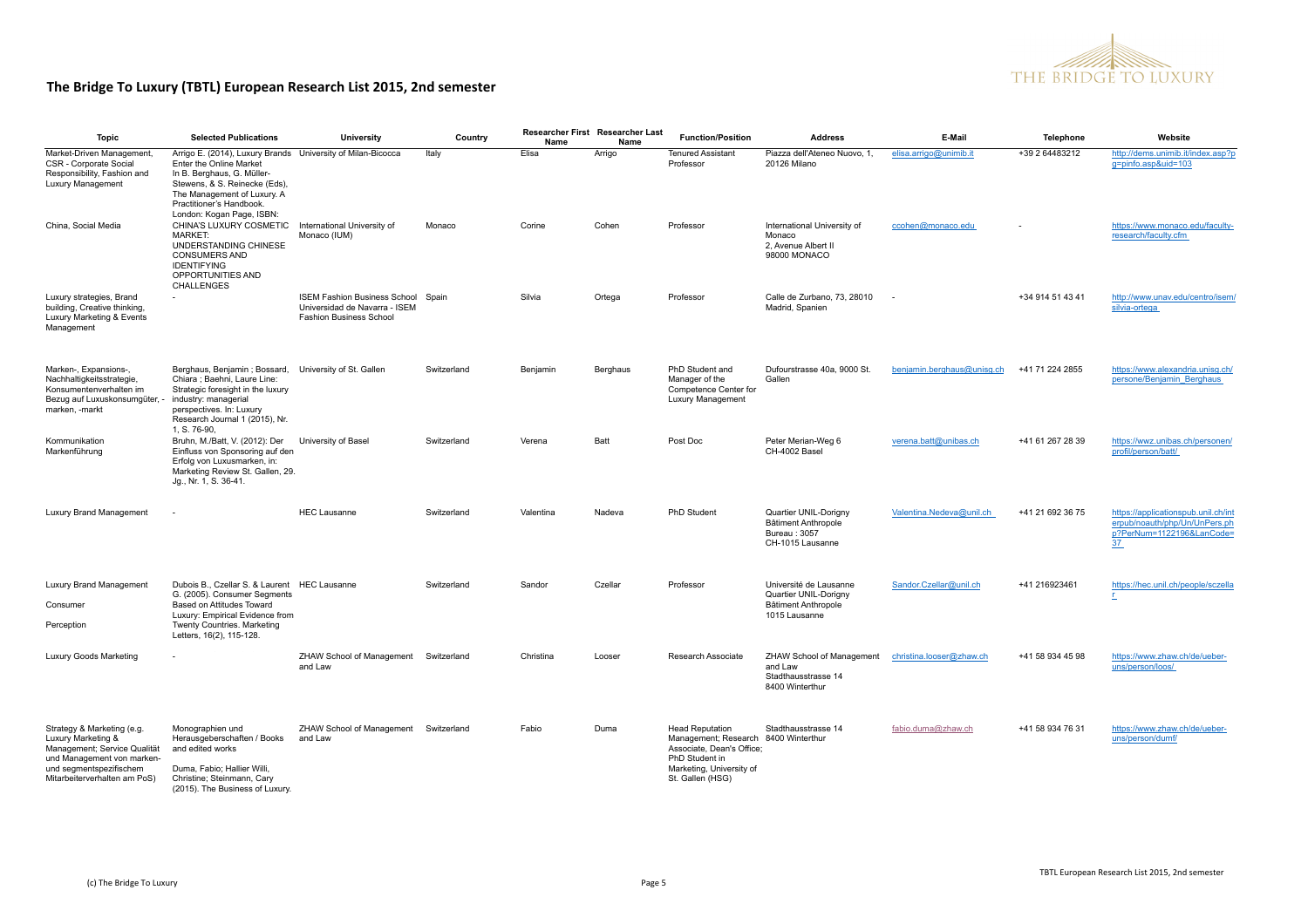## The Bridge To Luxury (TBTL) European Research List 2015, 2nd semester

| Topic | Selected Publications | University | Country | Researcher First Name | Researcher Last Name | Function/Position | Address | E-Mail | Telephone | Website |
|---|---|---|---|---|---|---|---|---|---|---|
| Market-Driven Management, CSR - Corporate Social Responsibility, Fashion and Luxury Management | Arrigo E. (2014), Luxury Brands Enter the Online Market In B. Berghaus, G. Müller-Stewens, & S. Reinecke (Eds), The Management of Luxury. A Practitioner's Handbook. London: Kogan Page, ISBN: | University of Milan-Bicocca | Italy | Elisa | Arrigo | Tenured Assistant Professor | Piazza dell'Ateneo Nuovo, 1, 20126 Milano | elisa.arrigo@unimib.it | +39 2 64483212 | http://dems.unimib.it/index.asp?pg=pinfo.asp&uid=103 |
| China, Social Media | CHINA'S LUXURY COSMETIC MARKET: UNDERSTANDING CHINESE CONSUMERS AND IDENTIFYING OPPORTUNITIES AND CHALLENGES | International University of Monaco (IUM) | Monaco | Corine | Cohen | Professor | International University of Monaco 2, Avenue Albert II 98000 MONACO | ccohen@monaco.edu | - | https://www.monaco.edu/faculty-research/faculty.cfm |
| Luxury strategies, Brand building, Creative thinking, Luxury Marketing & Events Management | - | ISEM Fashion Business School Universidad de Navarra - ISEM Fashion Business School | Spain | Silvia | Ortega | Professor | Calle de Zurbano, 73, 28010 Madrid, Spanien | - | +34 914 51 43 41 | http://www.unav.edu/centro/isem/silvia-ortega |
| Marken-, Expansions-, Nachhaltigkeitsstrategie, Konsumentenverhalten im Bezug auf Luxuskonsumgüter, -marken, -markt | Berghaus, Benjamin ; Bossard, Chiara ; Baehni, Laure Line: Strategic foresight in the luxury industry: managerial perspectives. In: Luxury Research Journal 1 (2015), Nr. 1, S. 76-90, | University of St. Gallen | Switzerland | Benjamin | Berghaus | PhD Student and Manager of the Competence Center for Luxury Management | Dufourstrasse 40a, 9000 St. Gallen | benjamin.berghaus@unisg.ch | +41 71 224 2855 | https://www.alexandria.unisg.ch/persone/Benjamin_Berghaus |
| Kommunikation Markenführung | Bruhn, M./Batt, V. (2012): Der Einfluss von Sponsoring auf den Erfolg von Luxusmarken, in: Marketing Review St. Gallen, 29. Jg., Nr. 1, S. 36-41. | University of Basel | Switzerland | Verena | Batt | Post Doc | Peter Merian-Weg 6 CH-4002 Basel | verena.batt@unibas.ch | +41 61 267 28 39 | https://wwz.unibas.ch/personen/profil/person/batt/ |
| Luxury Brand Management | - | HEC Lausanne | Switzerland | Valentina | Nadeva | PhD Student | Quartier UNIL-Dorigny Bâtiment Anthropole Bureau : 3057 CH-1015 Lausanne | Valentina.Nedeva@unil.ch | +41 21 692 36 75 | https://applicationspub.unil.ch/interpub/noauth/php/Un/UnPers.php?PerNum=1122196&LanCode=37 |
| Luxury Brand Management Consumer Perception | Dubois B., Czellar S. & Laurent G. (2005). Consumer Segments Based on Attitudes Toward Luxury: Empirical Evidence from Twenty Countries. Marketing Letters, 16(2), 115-128. | HEC Lausanne | Switzerland | Sandor | Czellar | Professor | Université de Lausanne Quartier UNIL-Dorigny Bâtiment Anthropole 1015 Lausanne | Sandor.Czellar@unil.ch | +41 216923461 | https://hec.unil.ch/people/sczellar |
| Luxury Goods Marketing | - | ZHAW School of Management and Law | Switzerland | Christina | Looser | Research Associate | ZHAW School of Management and Law Stadthausstrasse 14 8400 Winterthur | christina.looser@zhaw.ch | +41 58 934 45 98 | https://www.zhaw.ch/de/ueber-uns/person/loos/ |
| Strategy & Marketing (e.g. Luxury Marketing & Management; Service Qualität und Management von marken- und segmentspezifischem Mitarbeiterverhalten am PoS) | Monographien und Herausgeberschaften / Books and edited works Duma, Fabio; Hallier Willi, Christine; Steinmann, Cary (2015). The Business of Luxury. | ZHAW School of Management and Law | Switzerland | Fabio | Duma | Head Reputation Management; Research Associate, Dean's Office; PhD Student in Marketing, University of St. Gallen (HSG) | Stadthausstrasse 14 8400 Winterthur | fabio.duma@zhaw.ch | +41 58 934 76 31 | https://www.zhaw.ch/de/ueber-uns/person/dumf/ |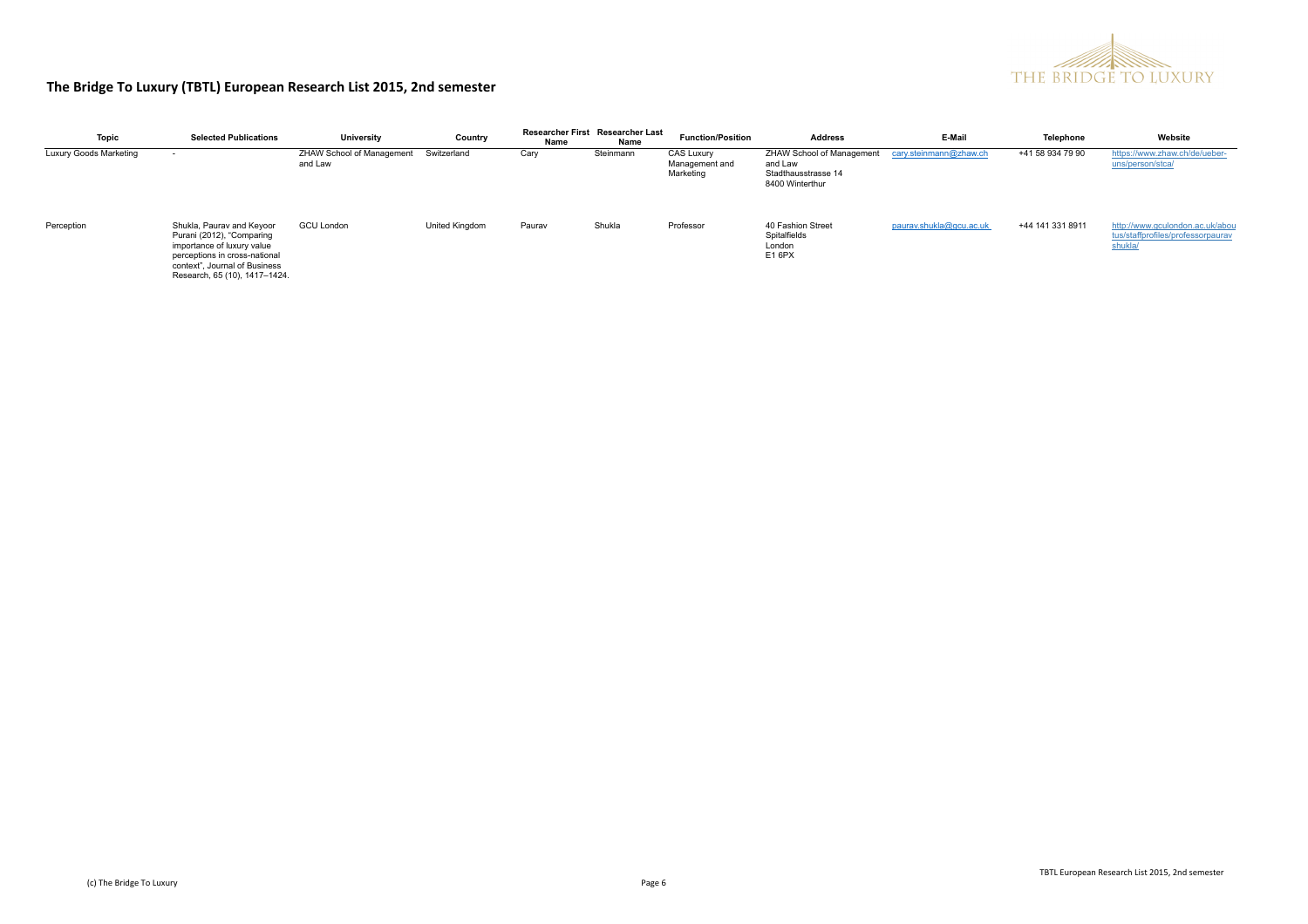## The Bridge To Luxury (TBTL) European Research List 2015, 2nd semester

| Topic | Selected Publications | University | Country | Researcher First Name | Researcher Last Name | Function/Position | Address | E-Mail | Telephone | Website |
|---|---|---|---|---|---|---|---|---|---|---|
| Luxury Goods Marketing | - | ZHAW School of Management and Law | Switzerland | Cary | Steinmann | CAS Luxury Management and Marketing | ZHAW School of Management and Law Stadthausstrasse 14 8400 Winterthur | cary.steinmann@zhaw.ch | +41 58 934 79 90 | https://www.zhaw.ch/de/ueber-uns/person/stca/ |
| Perception | Shukla, Paurav and Keyoor Purani (2012), "Comparing importance of luxury value perceptions in cross-national context", Journal of Business Research, 65 (10), 1417–1424. | GCU London | United Kingdom | Paurav | Shukla | Professor | 40 Fashion Street Spitalfields London E1 6PX | paurav.shukla@gcu.ac.uk | +44 141 331 8911 | http://www.gculondon.ac.uk/aboutus/staffprofiles/professorpauravshukla/ |